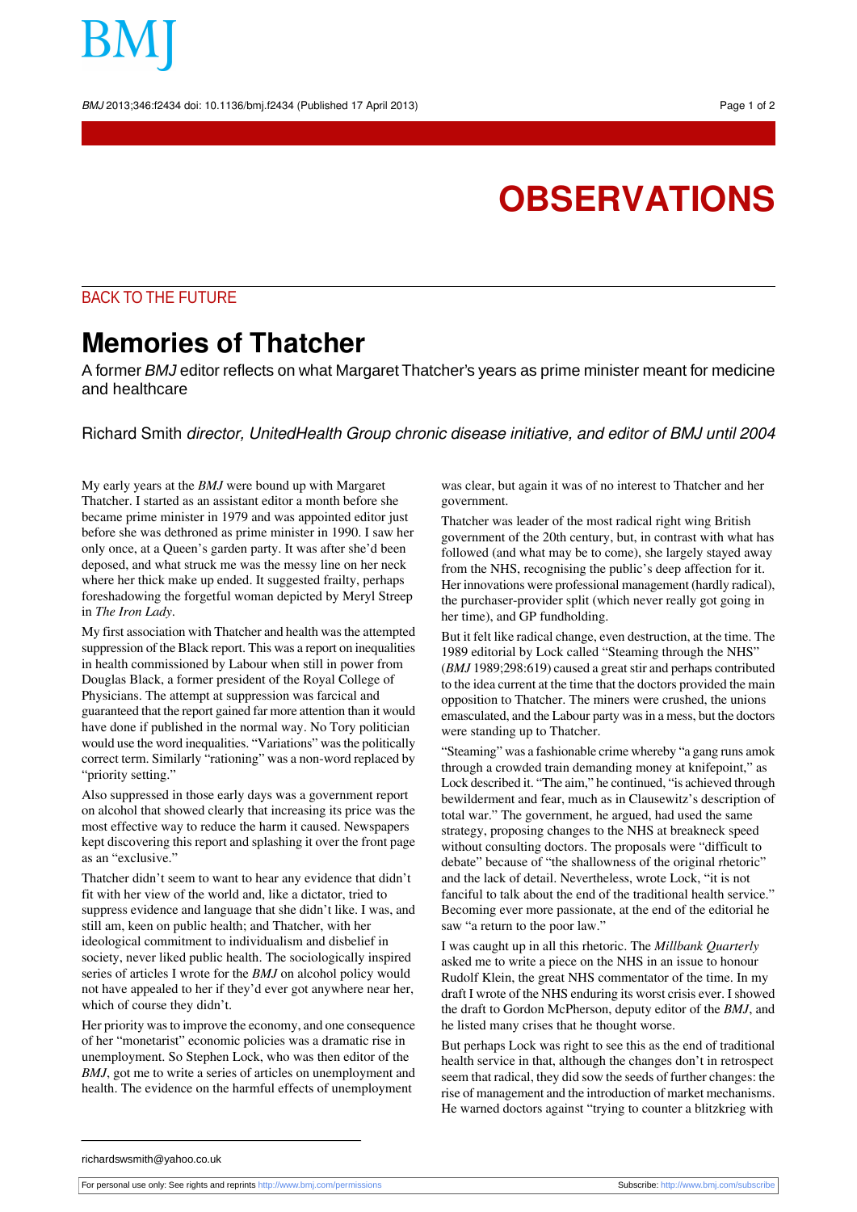# OBSERVATIONS

## BACK TO THE FUTURE

# Memories of Thatcher

A former *BMJ* editor reflects on what Margaret Thatcher's years as prime minister meant for medicine and healthcare

Richard Smith *director, UnitedHealth Group chronic disease initiative, and editor of BMJ until 2004*

My early years at the *BMJ* were bound up with Margaret Thatcher. I started as an assistant editor a month before she became prime minister in 1979 and was appointed editor just before she was dethroned as prime minister in 1990. I saw her only once, at a Queen's garden party. It was after she'd been deposed, and what struck me was the messy line on her neck where her thick make up ended. It suggested frailty, perhaps foreshadowing the forgetful woman depicted by Meryl Streep in *The Iron Lady*.

My first association with Thatcher and health was the attempted suppression of the Black report. This was a report on inequalities in health commissioned by Labour when still in power from Douglas Black, a former president of the Royal College of Physicians. The attempt at suppression was farcical and guaranteed that the report gained far more attention than it would have done if published in the normal way. No Tory politician would use the word inequalities. "Variations" was the politically correct term. Similarly "rationing" was a non-word replaced by "priority setting."

Also suppressed in those early days was a government report on alcohol that showed clearly that increasing its price was the most effective way to reduce the harm it caused. Newspapers kept discovering this report and splashing it over the front page as an "exclusive."

Thatcher didn't seem to want to hear any evidence that didn't fit with her view of the world and, like a dictator, tried to suppress evidence and language that she didn't like. I was, and still am, keen on public health; and Thatcher, with her ideological commitment to individualism and disbelief in society, never liked public health. The sociologically inspired series of articles I wrote for the *BMJ* on alcohol policy would not have appealed to her if they'd ever got anywhere near her, which of course they didn't.

Her priority was to improve the economy, and one consequence of her "monetarist" economic policies was a dramatic rise in unemployment. So Stephen Lock, who was then editor of the *BMJ*, got me to write a series of articles on unemployment and health. The evidence on the harmful effects of unemployment was clear, but again it was of no interest to Thatcher and her government.

Thatcher was leader of the most radical right wing British government of the 20th century, but, in contrast with what has followed (and what may be to come), she largely stayed away from the NHS, recognising the public's deep affection for it. Her innovations were professional management (hardly radical), the purchaser-provider split (which never really got going in her time), and GP fundholding.

But it felt like radical change, even destruction, at the time. The 1989 editorial by Lock called "Steaming through the NHS" (*BMJ* 1989;298:619) caused a great stir and perhaps contributed to the idea current at the time that the doctors provided the main opposition to Thatcher. The miners were crushed, the unions emasculated, and the Labour party was in a mess, but the doctors were standing up to Thatcher.

"Steaming" was a fashionable crime whereby "a gang runs amok through a crowded train demanding money at knifepoint," as Lock described it. "The aim," he continued, "is achieved through bewilderment and fear, much as in Clausewitz's description of total war." The government, he argued, had used the same strategy, proposing changes to the NHS at breakneck speed without consulting doctors. The proposals were "difficult to debate" because of "the shallowness of the original rhetoric" and the lack of detail. Nevertheless, wrote Lock, "it is not fanciful to talk about the end of the traditional health service." Becoming ever more passionate, at the end of the editorial he saw "a return to the poor law."

I was caught up in all this rhetoric. The *Millbank Quarterly* asked me to write a piece on the NHS in an issue to honour Rudolf Klein, the great NHS commentator of the time. In my draft I wrote of the NHS enduring its worst crisis ever. I showed the draft to Gordon McPherson, deputy editor of the *BMJ*, and he listed many crises that he thought worse.

But perhaps Lock was right to see this as the end of traditional health service in that, although the changes don't in retrospect seem that radical, they did sow the seeds of further changes: the rise of management and the introduction of market mechanisms. He warned doctors against "trying to counter a blitzkrieg with

richardswsmith@yahoo.co.uk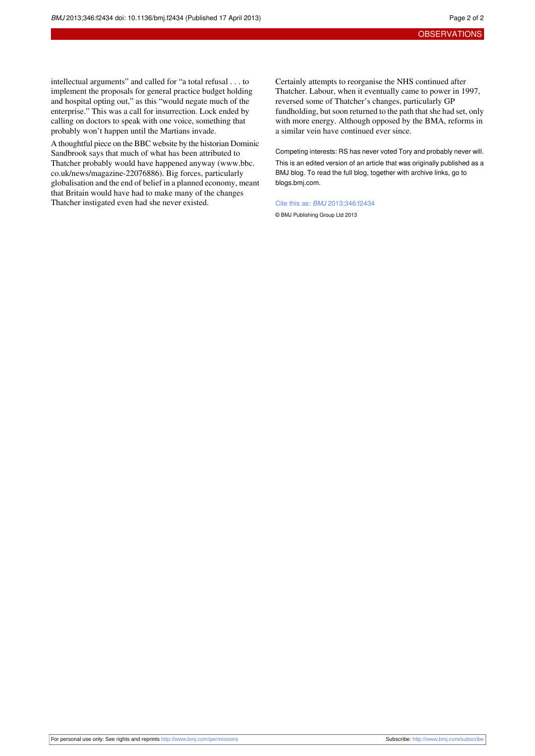intellectual arguments" and called for "a total refusal . . . to implement the proposals for general practice budget holding and hospital opting out," as this "would negate much of the enterprise." This was a call for insurrection. Lock ended by calling on doctors to speak with one voice, something that probably won't happen until the Martians invade.

A thoughtful piece on the BBC website by the historian Dominic Sandbrook says that much of what has been attributed to Thatcher probably would have happened anyway (www.bbc.co.uk/news/magazine-22076886). Big forces, particularly globalisation and the end of belief in a planned economy, meant that Britain would have had to make many of the changes Thatcher instigated even had she never existed.

Certainly attempts to reorganise the NHS continued after Thatcher. Labour, when it eventually came to power in 1997, reversed some of Thatcher's changes, particularly GP fundholding, but soon returned to the path that she had set, only with more energy. Although opposed by the BMA, reforms in a similar vein have continued ever since.

Competing interests: RS has never voted Tory and probably never will.

This is an edited version of an article that was originally published as a BMJ blog. To read the full blog, together with archive links, go to blogs.bmj.com.

Cite this as: *BMJ* 2013;346:f2434

© BMJ Publishing Group Ltd 2013